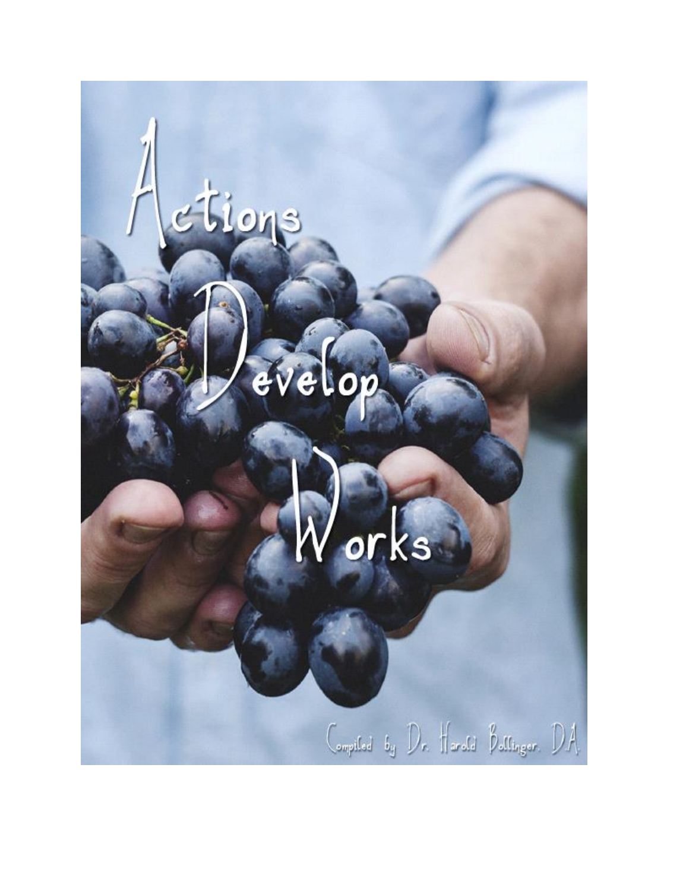# Actions Develop Works

Compiled by Dr. Harold Bollinger, D.A.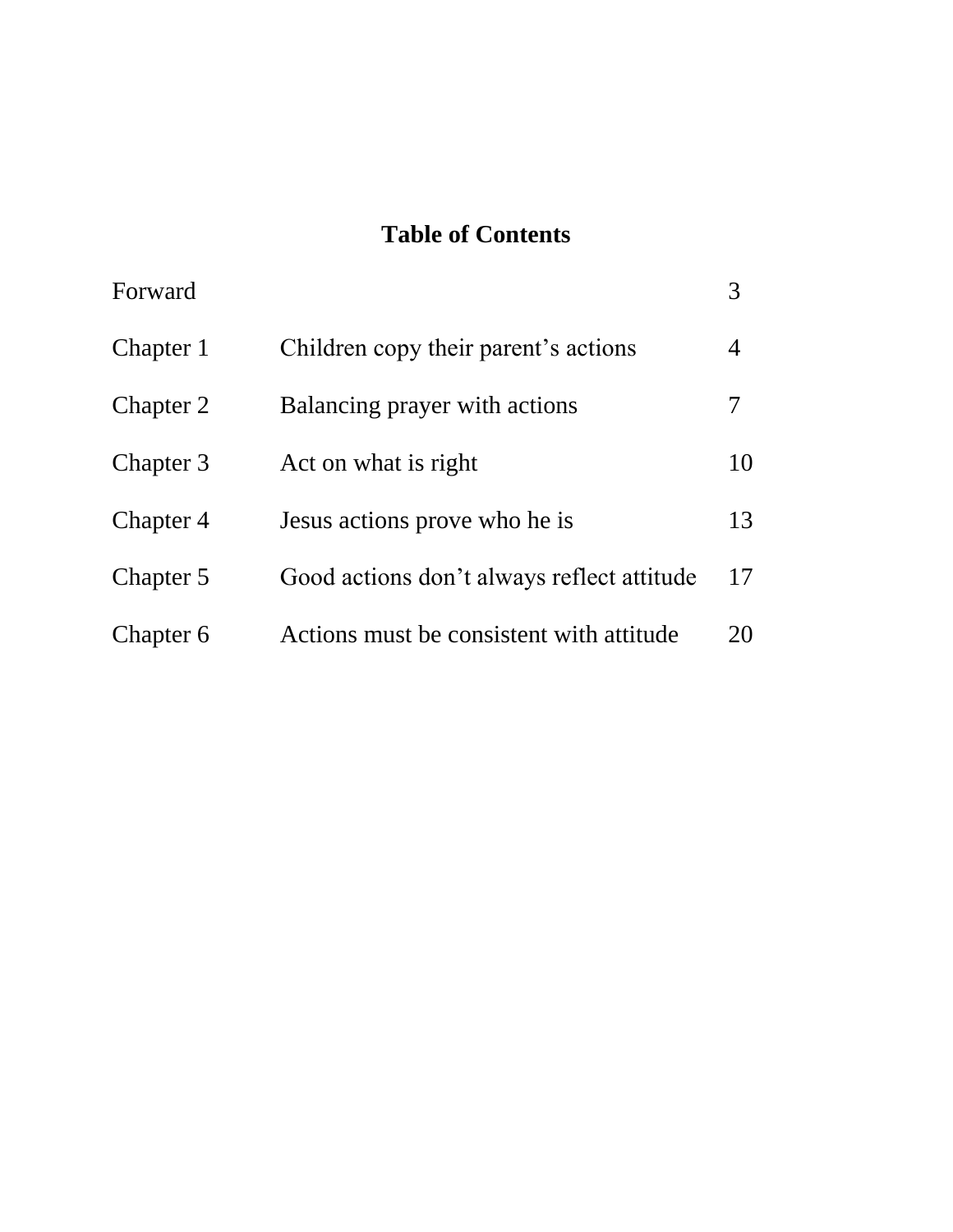## Table of Contents

| | | |
|---|---|---|
| Forward | | 3 |
| Chapter 1 | Children copy their parent's actions | 4 |
| Chapter 2 | Balancing prayer with actions | 7 |
| Chapter 3 | Act on what is right | 10 |
| Chapter 4 | Jesus actions prove who he is | 13 |
| Chapter 5 | Good actions don't always reflect attitude | 17 |
| Chapter 6 | Actions must be consistent with attitude | 20 |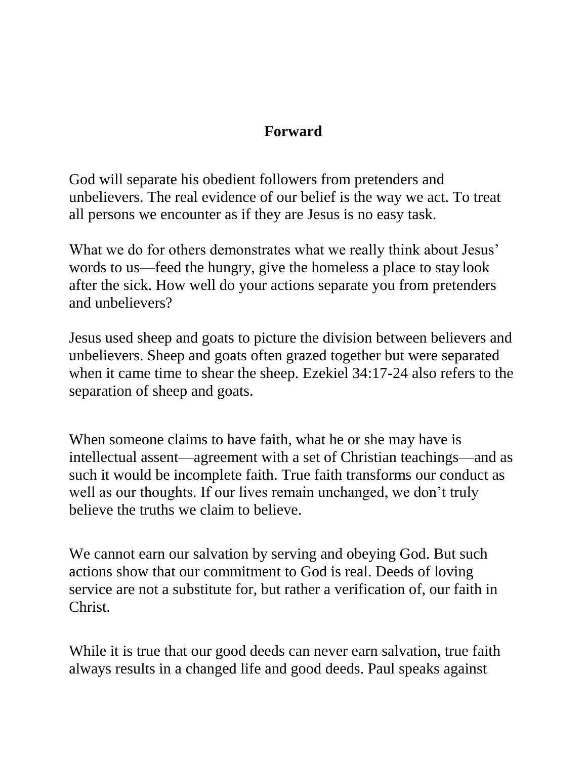# Forward

God will separate his obedient followers from pretenders and unbelievers. The real evidence of our belief is the way we act. To treat all persons we encounter as if they are Jesus is no easy task.

What we do for others demonstrates what we really think about Jesus' words to us—feed the hungry, give the homeless a place to stay look after the sick. How well do your actions separate you from pretenders and unbelievers?

Jesus used sheep and goats to picture the division between believers and unbelievers. Sheep and goats often grazed together but were separated when it came time to shear the sheep. Ezekiel 34:17-24 also refers to the separation of sheep and goats.

When someone claims to have faith, what he or she may have is intellectual assent—agreement with a set of Christian teachings—and as such it would be incomplete faith. True faith transforms our conduct as well as our thoughts. If our lives remain unchanged, we don't truly believe the truths we claim to believe.

We cannot earn our salvation by serving and obeying God. But such actions show that our commitment to God is real. Deeds of loving service are not a substitute for, but rather a verification of, our faith in Christ.

While it is true that our good deeds can never earn salvation, true faith always results in a changed life and good deeds. Paul speaks against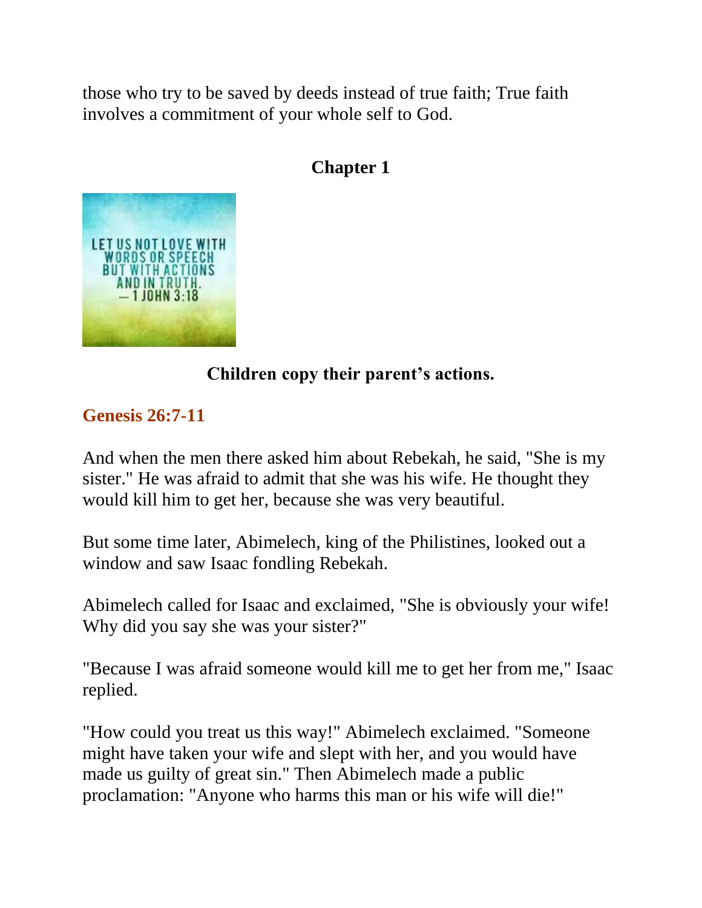those who try to be saved by deeds instead of true faith; True faith involves a commitment of your whole self to God.

## Chapter 1

LET US NOT LOVE WITH WORDS OR SPEECH BUT WITH ACTIONS AND IN TRUTH. — 1 JOHN 3:18

**Children copy their parent's actions.**

### Genesis 26:7-11

And when the men there asked him about Rebekah, he said, "She is my sister." He was afraid to admit that she was his wife. He thought they would kill him to get her, because she was very beautiful.

But some time later, Abimelech, king of the Philistines, looked out a window and saw Isaac fondling Rebekah.

Abimelech called for Isaac and exclaimed, "She is obviously your wife! Why did you say she was your sister?"

"Because I was afraid someone would kill me to get her from me," Isaac replied.

"How could you treat us this way!" Abimelech exclaimed. "Someone might have taken your wife and slept with her, and you would have made us guilty of great sin." Then Abimelech made a public proclamation: "Anyone who harms this man or his wife will die!"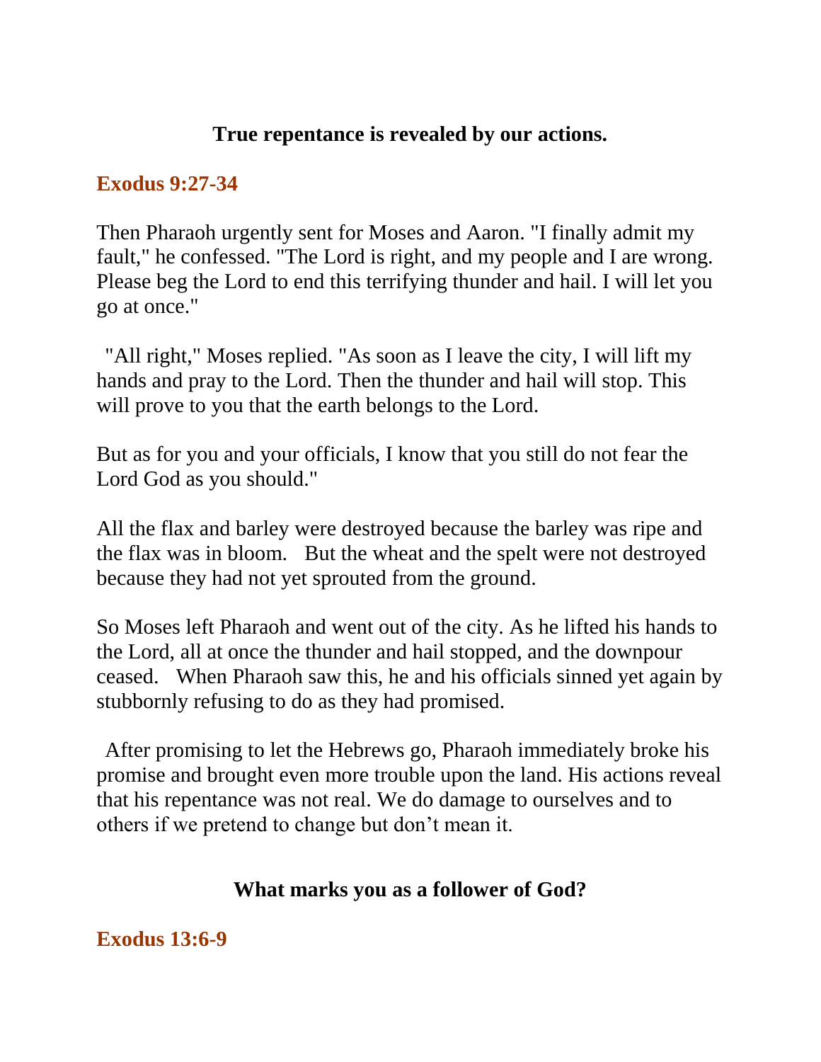## True repentance is revealed by our actions.

**Exodus 9:27-34**

Then Pharaoh urgently sent for Moses and Aaron. "I finally admit my fault," he confessed. "The Lord is right, and my people and I are wrong. Please beg the Lord to end this terrifying thunder and hail. I will let you go at once."

"All right," Moses replied. "As soon as I leave the city, I will lift my hands and pray to the Lord. Then the thunder and hail will stop. This will prove to you that the earth belongs to the Lord.

But as for you and your officials, I know that you still do not fear the Lord God as you should."

All the flax and barley were destroyed because the barley was ripe and the flax was in bloom. But the wheat and the spelt were not destroyed because they had not yet sprouted from the ground.

So Moses left Pharaoh and went out of the city. As he lifted his hands to the Lord, all at once the thunder and hail stopped, and the downpour ceased. When Pharaoh saw this, he and his officials sinned yet again by stubbornly refusing to do as they had promised.

After promising to let the Hebrews go, Pharaoh immediately broke his promise and brought even more trouble upon the land. His actions reveal that his repentance was not real. We do damage to ourselves and to others if we pretend to change but don't mean it.

## What marks you as a follower of God?

**Exodus 13:6-9**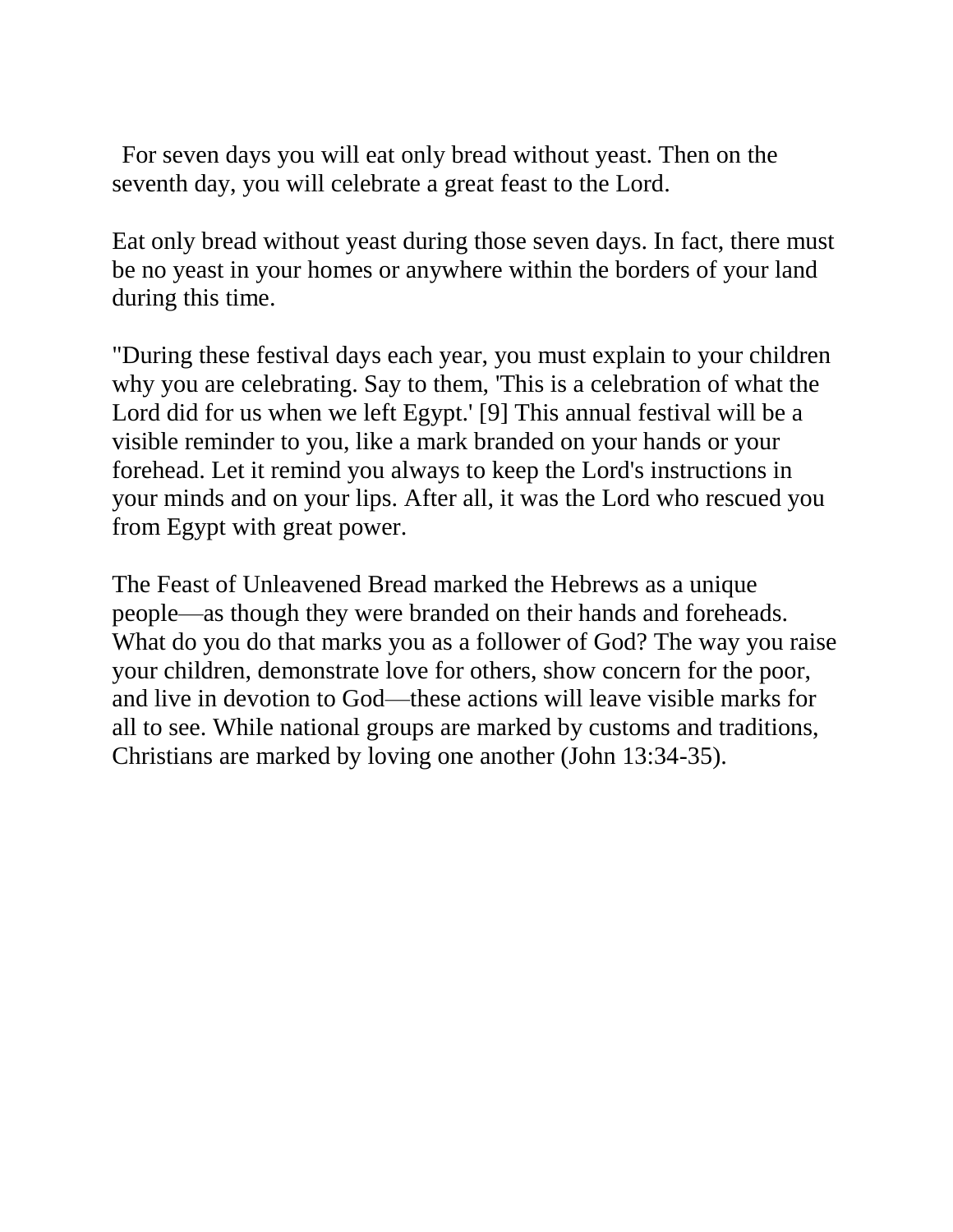For seven days you will eat only bread without yeast. Then on the seventh day, you will celebrate a great feast to the Lord.

Eat only bread without yeast during those seven days. In fact, there must be no yeast in your homes or anywhere within the borders of your land during this time.

"During these festival days each year, you must explain to your children why you are celebrating. Say to them, 'This is a celebration of what the Lord did for us when we left Egypt.' [9] This annual festival will be a visible reminder to you, like a mark branded on your hands or your forehead. Let it remind you always to keep the Lord's instructions in your minds and on your lips. After all, it was the Lord who rescued you from Egypt with great power.

The Feast of Unleavened Bread marked the Hebrews as a unique people—as though they were branded on their hands and foreheads. What do you do that marks you as a follower of God? The way you raise your children, demonstrate love for others, show concern for the poor, and live in devotion to God—these actions will leave visible marks for all to see. While national groups are marked by customs and traditions, Christians are marked by loving one another (John 13:34-35).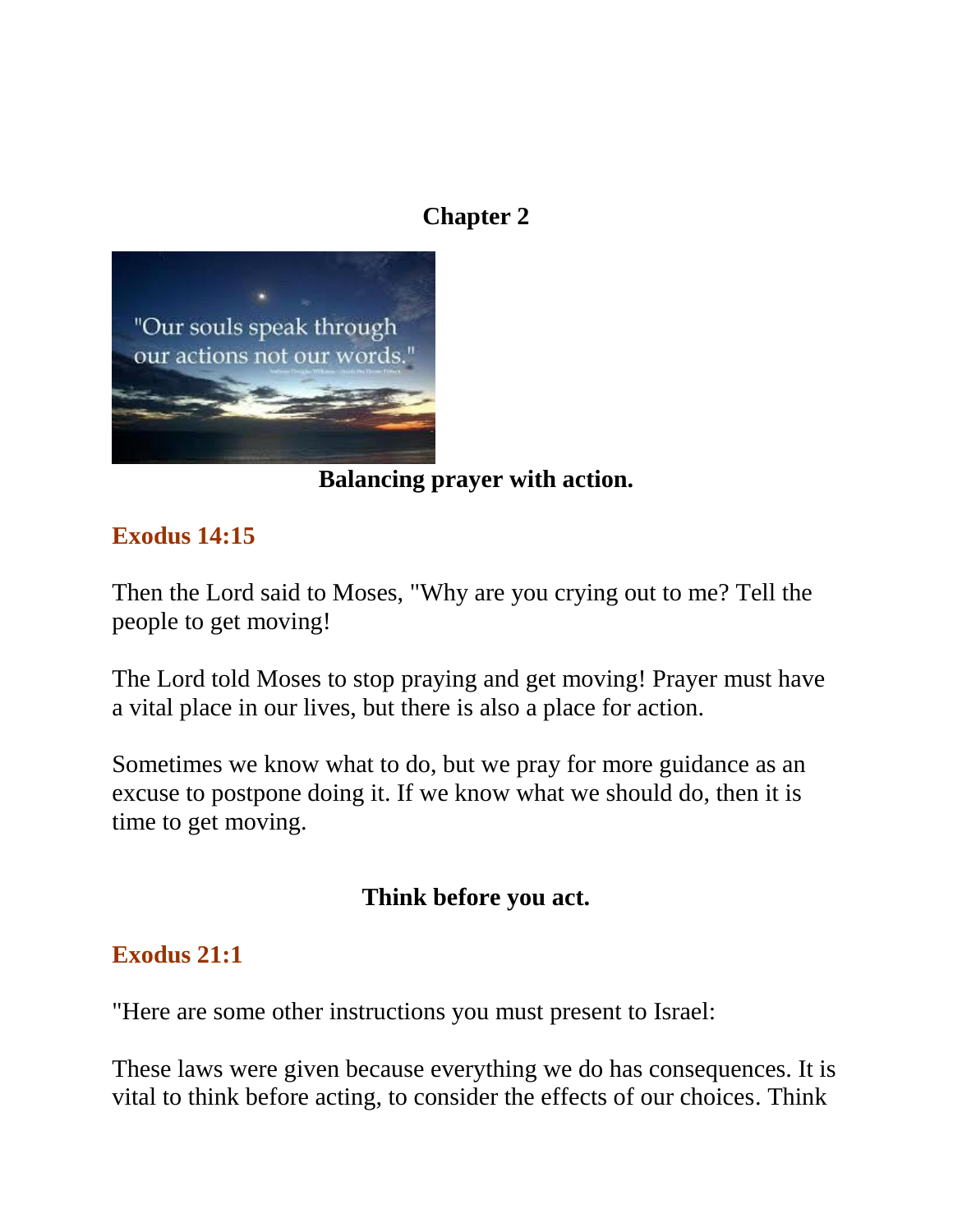## Chapter 2

**Balancing prayer with action.**

**Exodus 14:15**

Then the Lord said to Moses, "Why are you crying out to me? Tell the people to get moving!

The Lord told Moses to stop praying and get moving! Prayer must have a vital place in our lives, but there is also a place for action.

Sometimes we know what to do, but we pray for more guidance as an excuse to postpone doing it. If we know what we should do, then it is time to get moving.

**Think before you act.**

**Exodus 21:1**

"Here are some other instructions you must present to Israel:

These laws were given because everything we do has consequences. It is vital to think before acting, to consider the effects of our choices. Think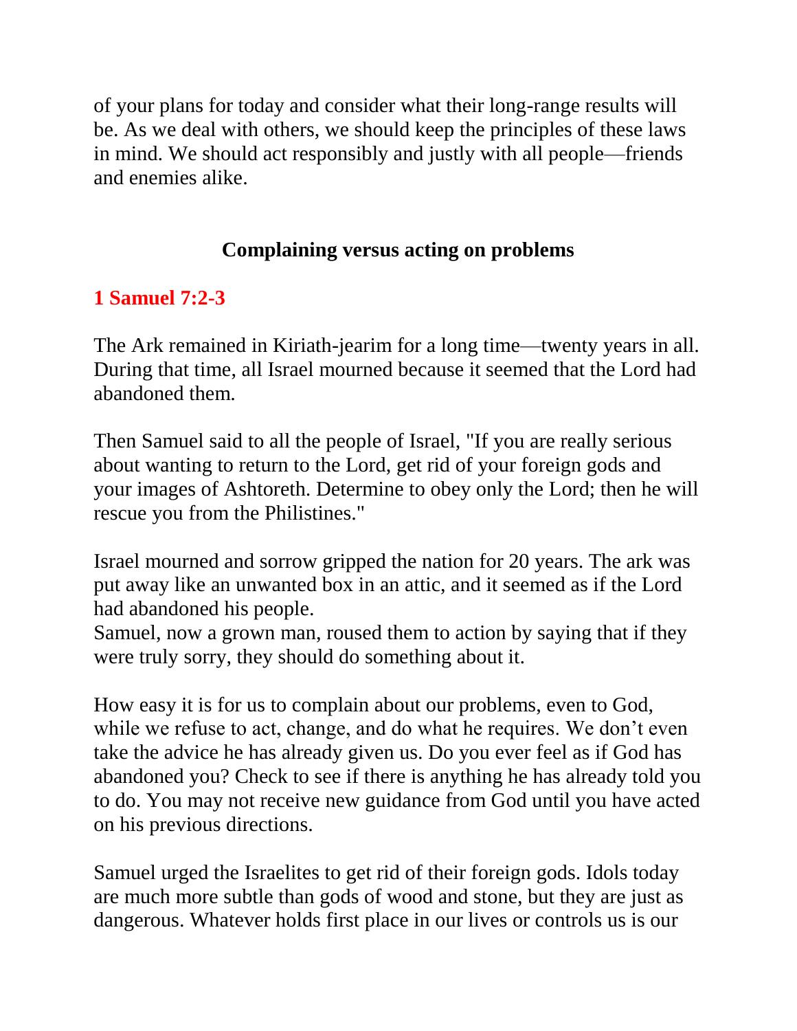of your plans for today and consider what their long-range results will be. As we deal with others, we should keep the principles of these laws in mind. We should act responsibly and justly with all people—friends and enemies alike.

## Complaining versus acting on problems

### 1 Samuel 7:2-3

The Ark remained in Kiriath-jearim for a long time—twenty years in all. During that time, all Israel mourned because it seemed that the Lord had abandoned them.

Then Samuel said to all the people of Israel, "If you are really serious about wanting to return to the Lord, get rid of your foreign gods and your images of Ashtoreth. Determine to obey only the Lord; then he will rescue you from the Philistines."

Israel mourned and sorrow gripped the nation for 20 years. The ark was put away like an unwanted box in an attic, and it seemed as if the Lord had abandoned his people.
Samuel, now a grown man, roused them to action by saying that if they were truly sorry, they should do something about it.

How easy it is for us to complain about our problems, even to God, while we refuse to act, change, and do what he requires. We don't even take the advice he has already given us. Do you ever feel as if God has abandoned you? Check to see if there is anything he has already told you to do. You may not receive new guidance from God until you have acted on his previous directions.

Samuel urged the Israelites to get rid of their foreign gods. Idols today are much more subtle than gods of wood and stone, but they are just as dangerous. Whatever holds first place in our lives or controls us is our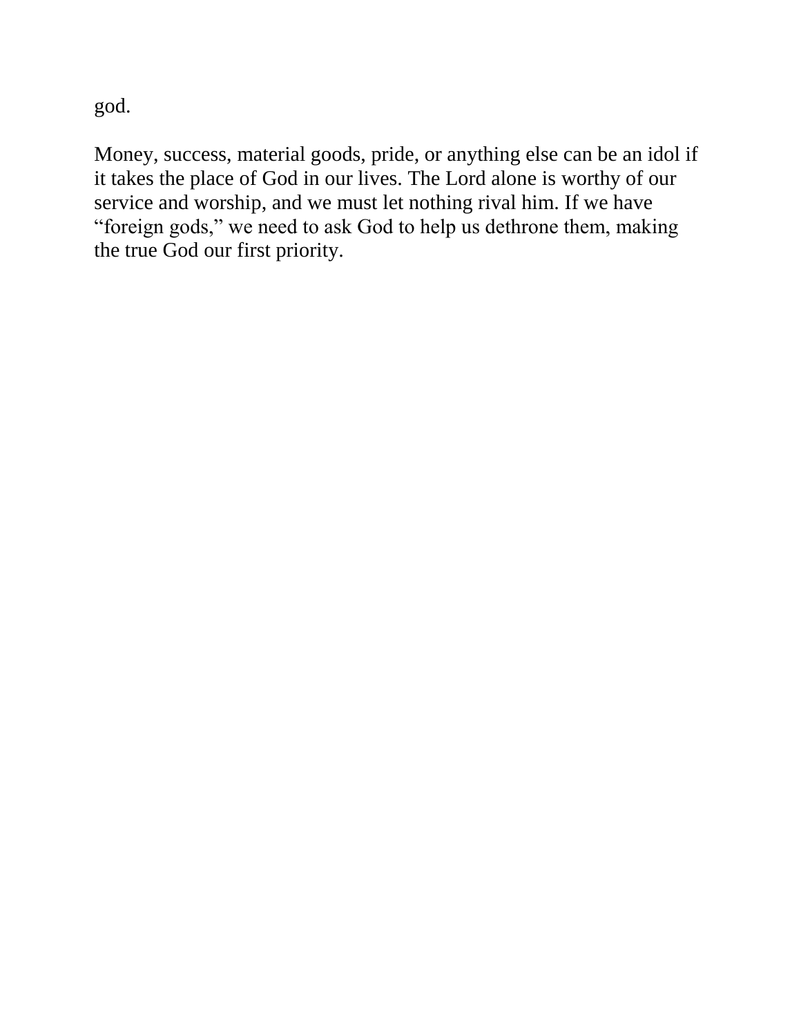god.

Money, success, material goods, pride, or anything else can be an idol if it takes the place of God in our lives. The Lord alone is worthy of our service and worship, and we must let nothing rival him. If we have “foreign gods,” we need to ask God to help us dethrone them, making the true God our first priority.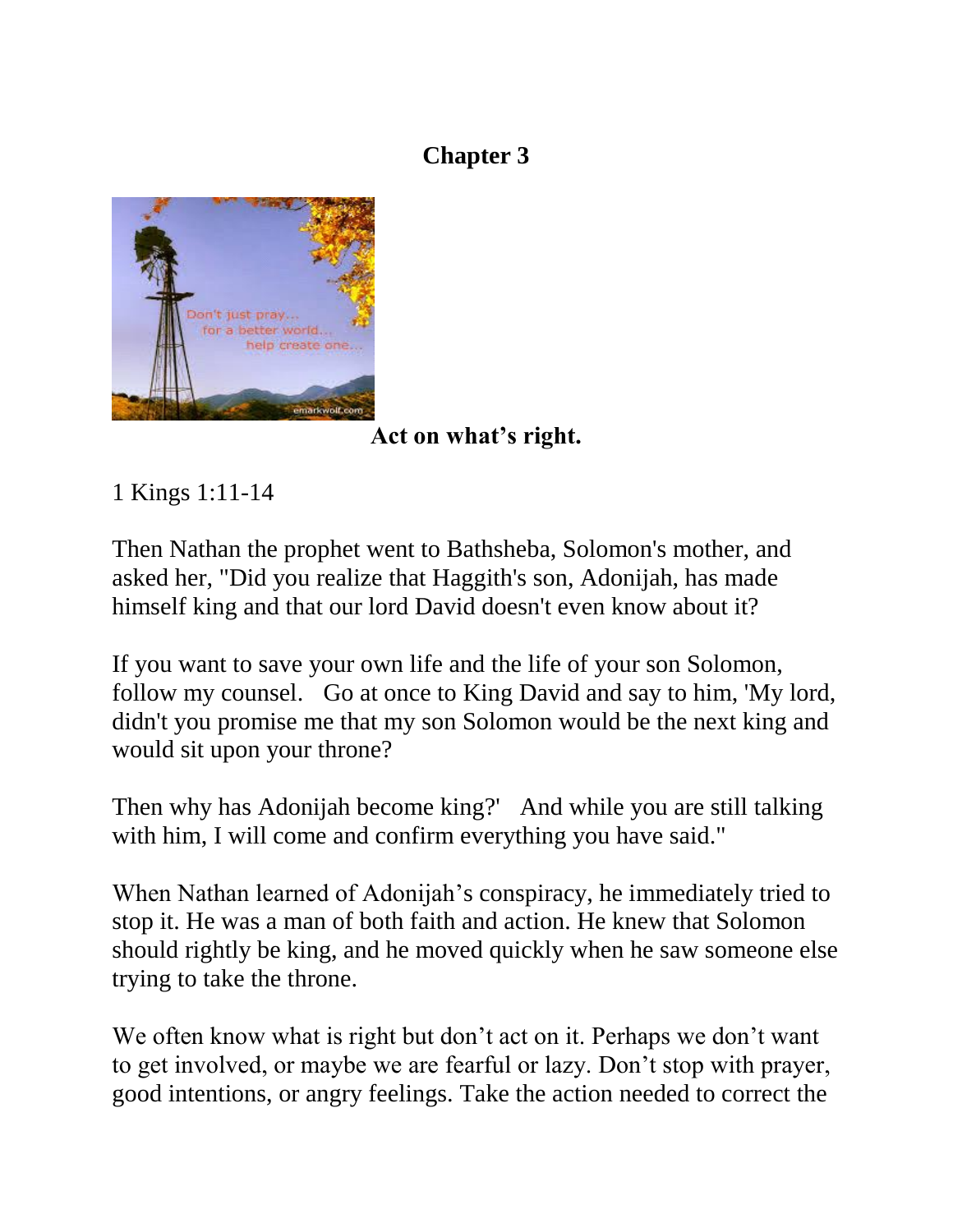# Chapter 3

**Act on what's right.**

1 Kings 1:11-14

Then Nathan the prophet went to Bathsheba, Solomon's mother, and asked her, "Did you realize that Haggith's son, Adonijah, has made himself king and that our lord David doesn't even know about it?

If you want to save your own life and the life of your son Solomon, follow my counsel. Go at once to King David and say to him, 'My lord, didn't you promise me that my son Solomon would be the next king and would sit upon your throne?

Then why has Adonijah become king?' And while you are still talking with him, I will come and confirm everything you have said."

When Nathan learned of Adonijah's conspiracy, he immediately tried to stop it. He was a man of both faith and action. He knew that Solomon should rightly be king, and he moved quickly when he saw someone else trying to take the throne.

We often know what is right but don't act on it. Perhaps we don't want to get involved, or maybe we are fearful or lazy. Don't stop with prayer, good intentions, or angry feelings. Take the action needed to correct the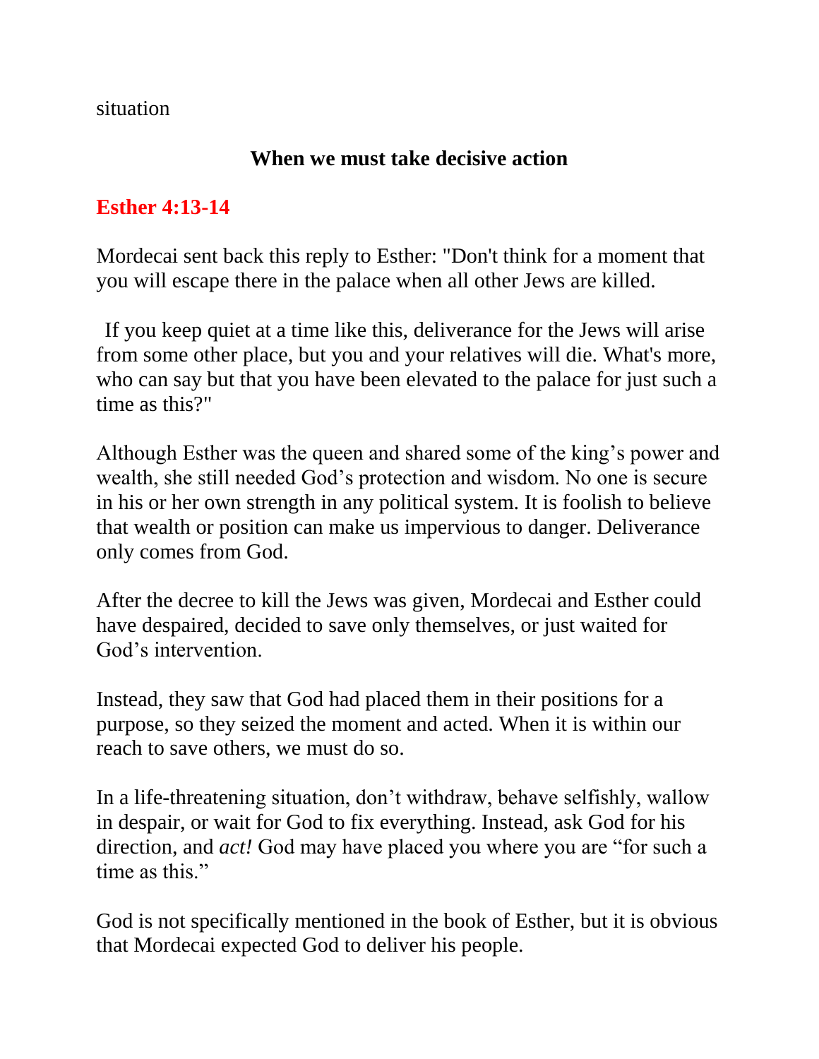situation

**When we must take decisive action**

**Esther 4:13-14**

Mordecai sent back this reply to Esther: "Don't think for a moment that you will escape there in the palace when all other Jews are killed.

If you keep quiet at a time like this, deliverance for the Jews will arise from some other place, but you and your relatives will die. What's more, who can say but that you have been elevated to the palace for just such a time as this?"

Although Esther was the queen and shared some of the king's power and wealth, she still needed God's protection and wisdom. No one is secure in his or her own strength in any political system. It is foolish to believe that wealth or position can make us impervious to danger. Deliverance only comes from God.

After the decree to kill the Jews was given, Mordecai and Esther could have despaired, decided to save only themselves, or just waited for God's intervention.

Instead, they saw that God had placed them in their positions for a purpose, so they seized the moment and acted. When it is within our reach to save others, we must do so.

In a life-threatening situation, don't withdraw, behave selfishly, wallow in despair, or wait for God to fix everything. Instead, ask God for his direction, and *act!* God may have placed you where you are "for such a time as this."

God is not specifically mentioned in the book of Esther, but it is obvious that Mordecai expected God to deliver his people.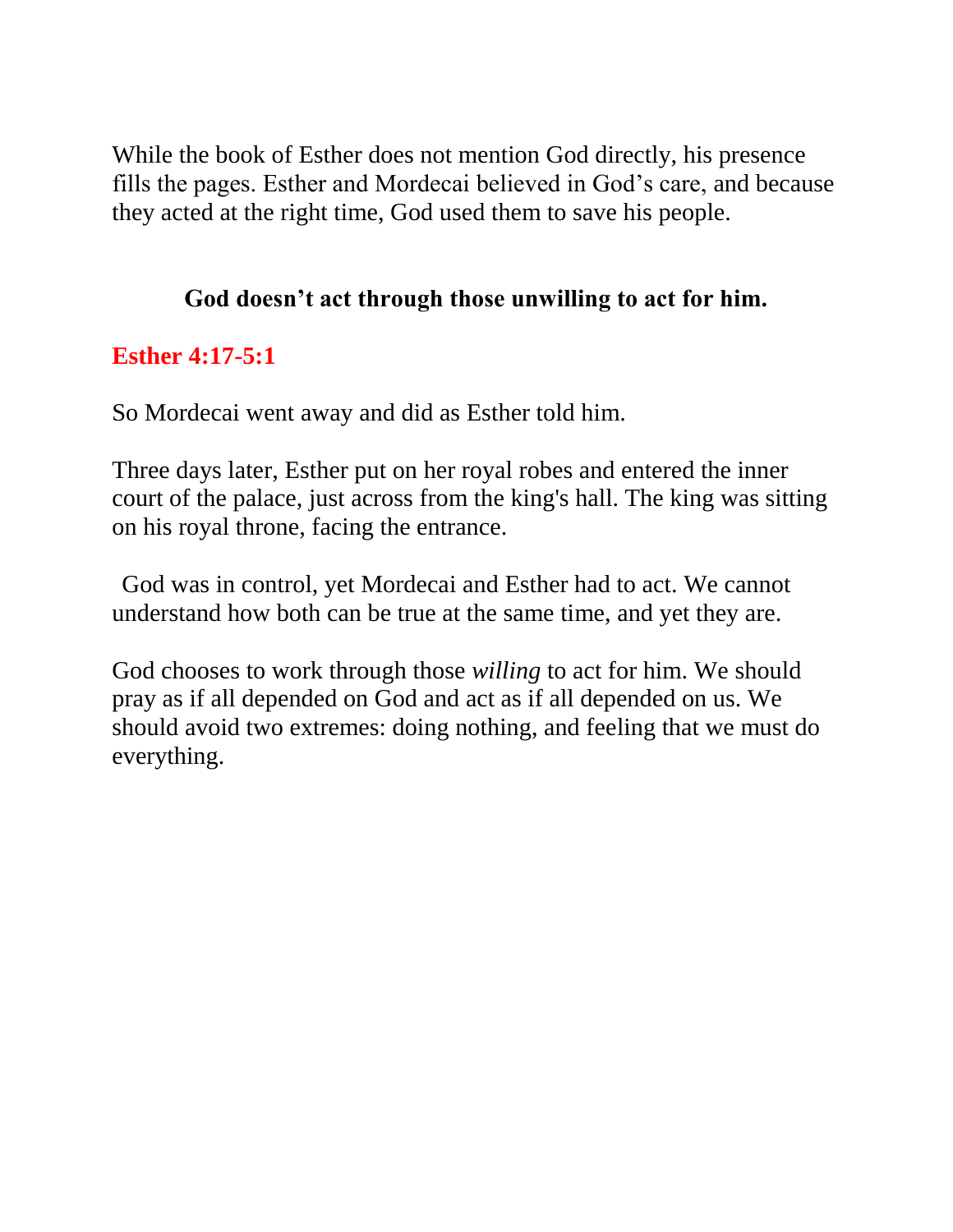While the book of Esther does not mention God directly, his presence fills the pages. Esther and Mordecai believed in God’s care, and because they acted at the right time, God used them to save his people.

**God doesn’t act through those unwilling to act for him.**

**Esther 4:17-5:1**

So Mordecai went away and did as Esther told him.

Three days later, Esther put on her royal robes and entered the inner court of the palace, just across from the king's hall. The king was sitting on his royal throne, facing the entrance.

God was in control, yet Mordecai and Esther had to act. We cannot understand how both can be true at the same time, and yet they are.

God chooses to work through those *willing* to act for him. We should pray as if all depended on God and act as if all depended on us. We should avoid two extremes: doing nothing, and feeling that we must do everything.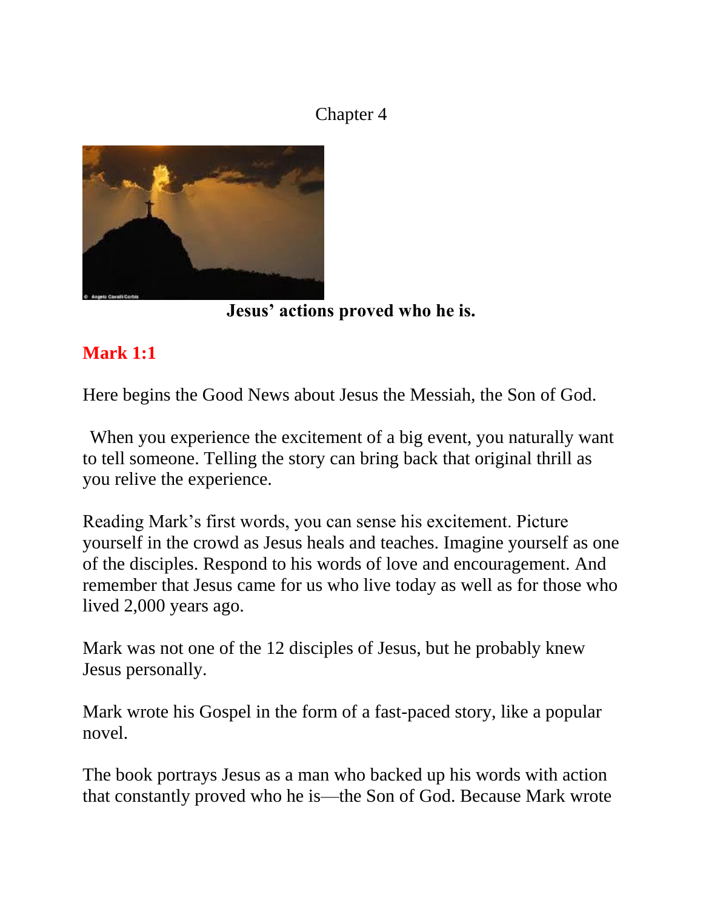# Chapter 4

**Jesus' actions proved who he is.**

## Mark 1:1

Here begins the Good News about Jesus the Messiah, the Son of God.

When you experience the excitement of a big event, you naturally want to tell someone. Telling the story can bring back that original thrill as you relive the experience.

Reading Mark's first words, you can sense his excitement. Picture yourself in the crowd as Jesus heals and teaches. Imagine yourself as one of the disciples. Respond to his words of love and encouragement. And remember that Jesus came for us who live today as well as for those who lived 2,000 years ago.

Mark was not one of the 12 disciples of Jesus, but he probably knew Jesus personally.

Mark wrote his Gospel in the form of a fast-paced story, like a popular novel.

The book portrays Jesus as a man who backed up his words with action that constantly proved who he is—the Son of God. Because Mark wrote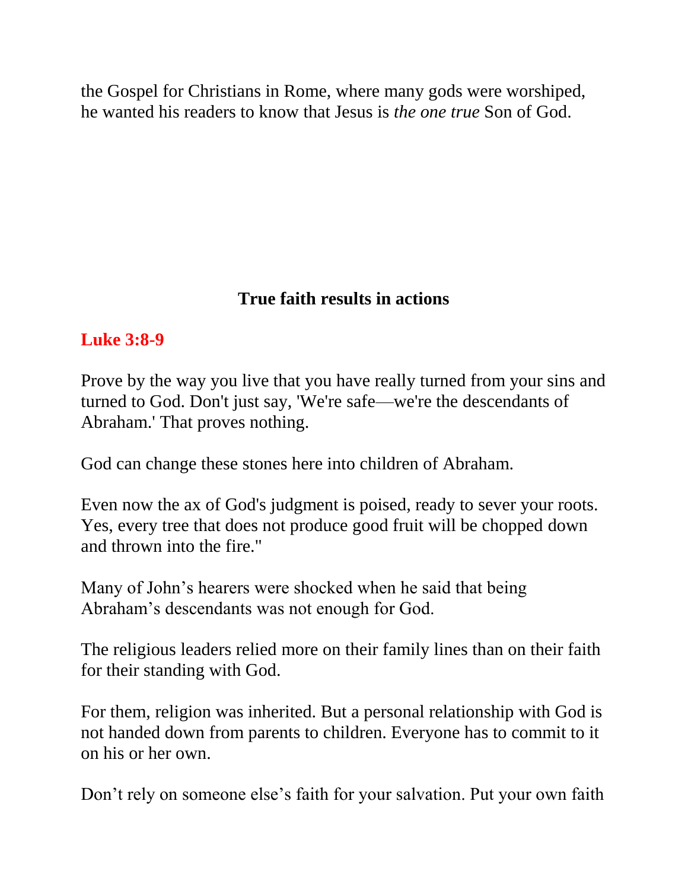the Gospel for Christians in Rome, where many gods were worshiped, he wanted his readers to know that Jesus is *the one true* Son of God.

## True faith results in actions

**Luke 3:8-9**

Prove by the way you live that you have really turned from your sins and turned to God. Don't just say, 'We're safe—we're the descendants of Abraham.' That proves nothing.

God can change these stones here into children of Abraham.

Even now the ax of God's judgment is poised, ready to sever your roots. Yes, every tree that does not produce good fruit will be chopped down and thrown into the fire."

Many of John's hearers were shocked when he said that being Abraham's descendants was not enough for God.

The religious leaders relied more on their family lines than on their faith for their standing with God.

For them, religion was inherited. But a personal relationship with God is not handed down from parents to children. Everyone has to commit to it on his or her own.

Don't rely on someone else's faith for your salvation. Put your own faith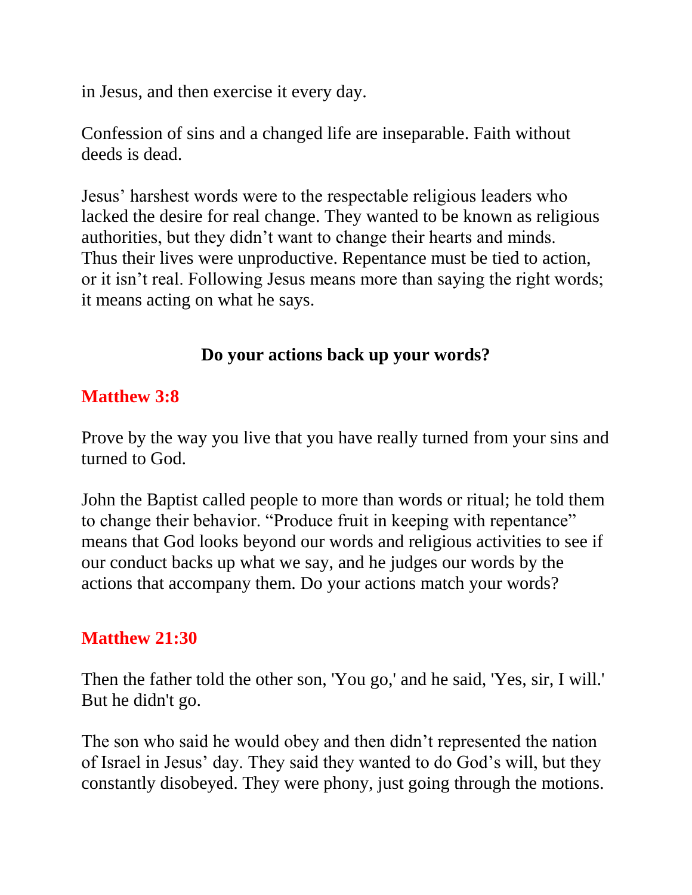in Jesus, and then exercise it every day.

Confession of sins and a changed life are inseparable. Faith without deeds is dead.

Jesus' harshest words were to the respectable religious leaders who lacked the desire for real change. They wanted to be known as religious authorities, but they didn't want to change their hearts and minds. Thus their lives were unproductive. Repentance must be tied to action, or it isn't real. Following Jesus means more than saying the right words; it means acting on what he says.

**Do your actions back up your words?**

**Matthew 3:8**

Prove by the way you live that you have really turned from your sins and turned to God.

John the Baptist called people to more than words or ritual; he told them to change their behavior. "Produce fruit in keeping with repentance" means that God looks beyond our words and religious activities to see if our conduct backs up what we say, and he judges our words by the actions that accompany them. Do your actions match your words?

**Matthew 21:30**

Then the father told the other son, 'You go,' and he said, 'Yes, sir, I will.' But he didn't go.

The son who said he would obey and then didn't represented the nation of Israel in Jesus' day. They said they wanted to do God's will, but they constantly disobeyed. They were phony, just going through the motions.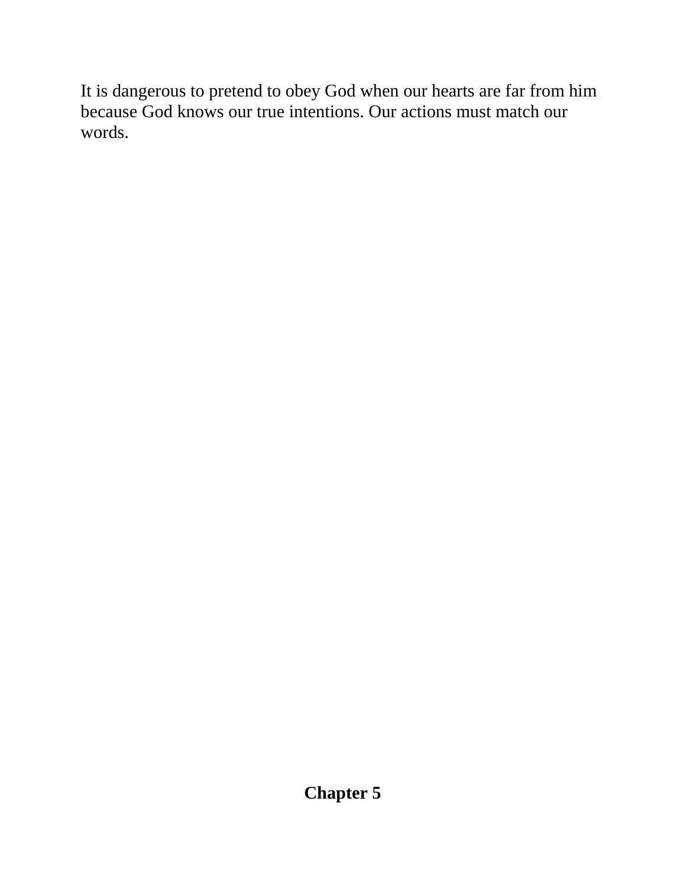It is dangerous to pretend to obey God when our hearts are far from him because God knows our true intentions. Our actions must match our words.

## Chapter 5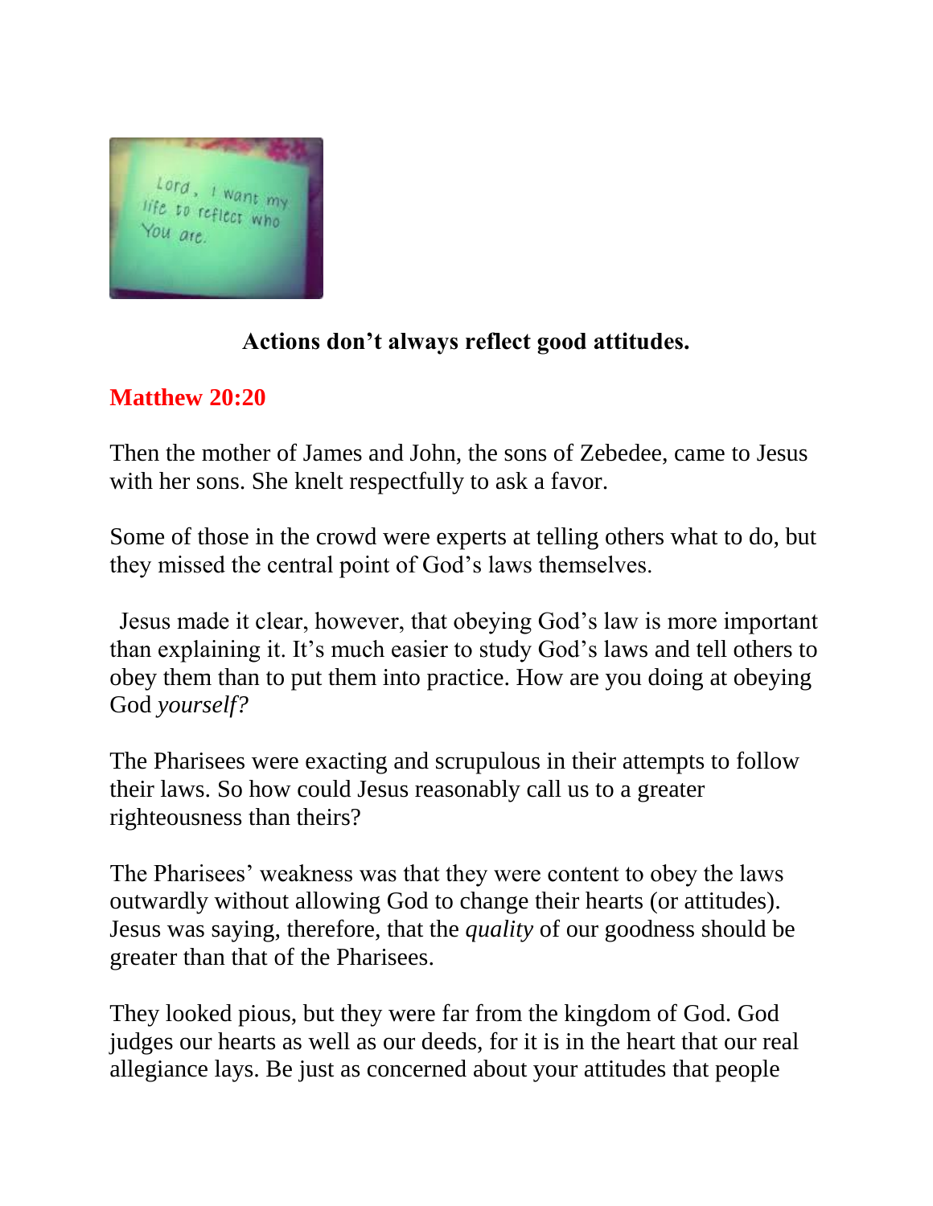**Actions don't always reflect good attitudes.**

**Matthew 20:20**

Then the mother of James and John, the sons of Zebedee, came to Jesus with her sons. She knelt respectfully to ask a favor.

Some of those in the crowd were experts at telling others what to do, but they missed the central point of God's laws themselves.

Jesus made it clear, however, that obeying God's law is more important than explaining it. It's much easier to study God's laws and tell others to obey them than to put them into practice. How are you doing at obeying God *yourself?*

The Pharisees were exacting and scrupulous in their attempts to follow their laws. So how could Jesus reasonably call us to a greater righteousness than theirs?

The Pharisees' weakness was that they were content to obey the laws outwardly without allowing God to change their hearts (or attitudes). Jesus was saying, therefore, that the *quality* of our goodness should be greater than that of the Pharisees.

They looked pious, but they were far from the kingdom of God. God judges our hearts as well as our deeds, for it is in the heart that our real allegiance lays. Be just as concerned about your attitudes that people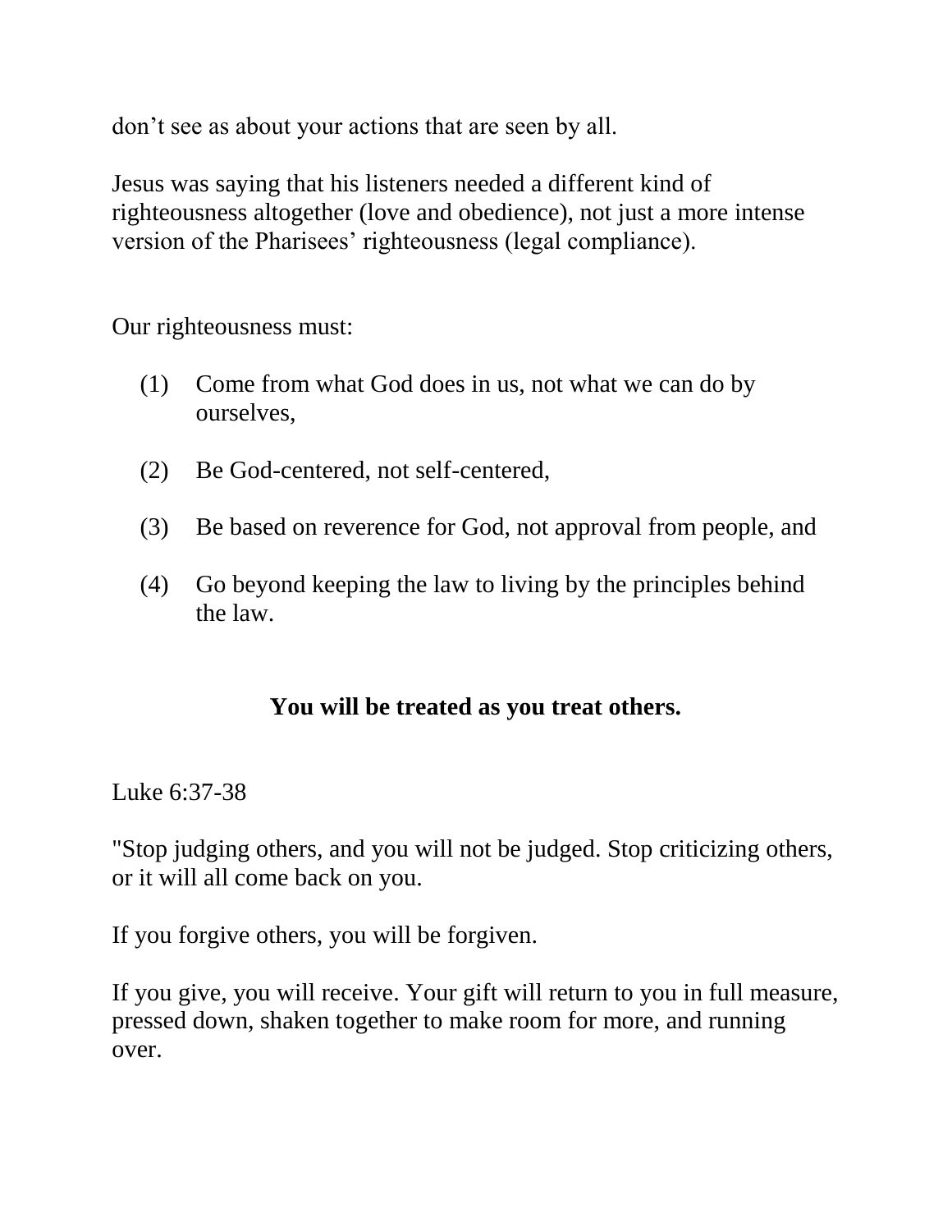don’t see as about your actions that are seen by all.

Jesus was saying that his listeners needed a different kind of righteousness altogether (love and obedience), not just a more intense version of the Pharisees’ righteousness (legal compliance).

Our righteousness must:

(1) Come from what God does in us, not what we can do by ourselves,

(2) Be God-centered, not self-centered,

(3) Be based on reverence for God, not approval from people, and

(4) Go beyond keeping the law to living by the principles behind the law.

## You will be treated as you treat others.

Luke 6:37-38

"Stop judging others, and you will not be judged. Stop criticizing others, or it will all come back on you.

If you forgive others, you will be forgiven.

If you give, you will receive. Your gift will return to you in full measure, pressed down, shaken together to make room for more, and running over.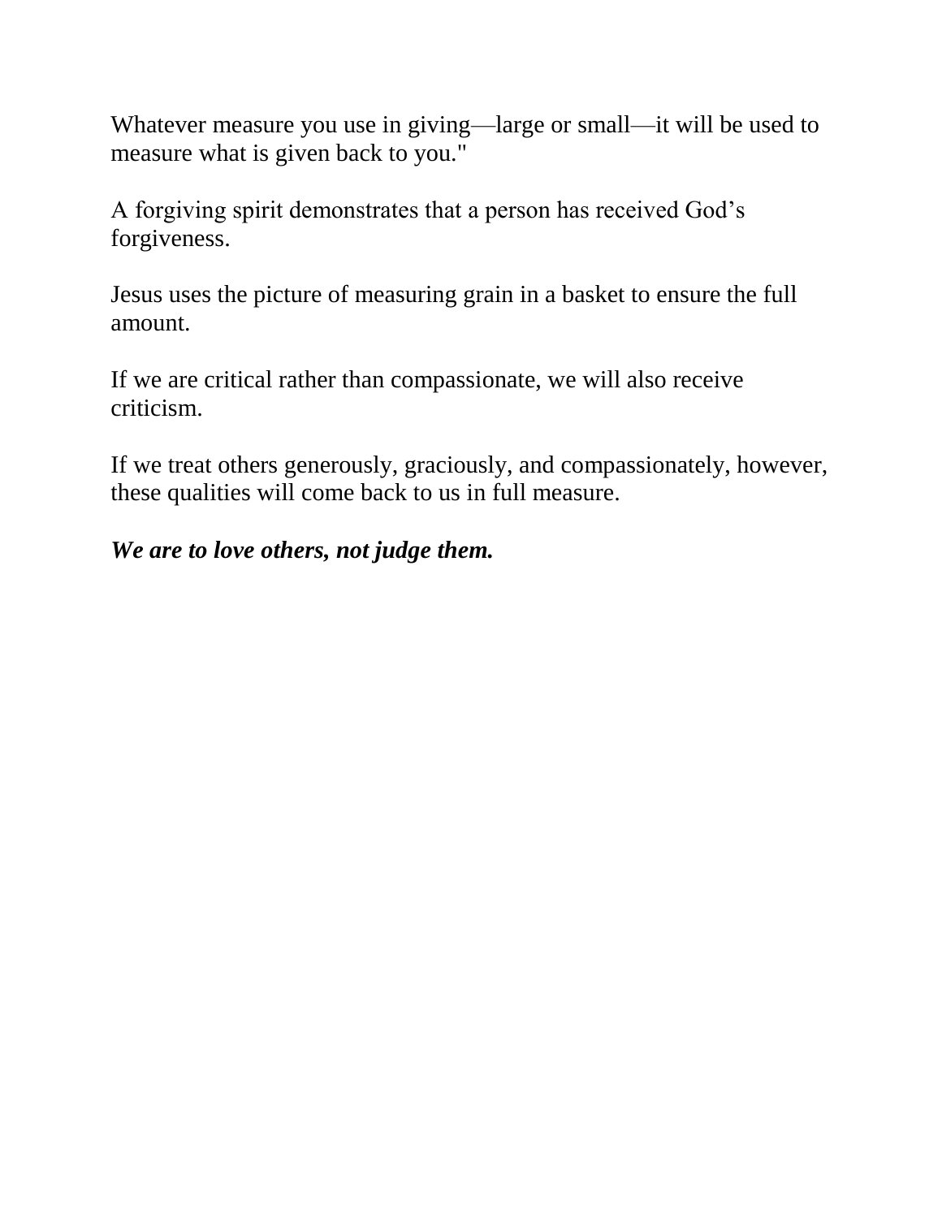Whatever measure you use in giving—large or small—it will be used to measure what is given back to you."

A forgiving spirit demonstrates that a person has received God’s forgiveness.

Jesus uses the picture of measuring grain in a basket to ensure the full amount.

If we are critical rather than compassionate, we will also receive criticism.

If we treat others generously, graciously, and compassionately, however, these qualities will come back to us in full measure.

***We are to love others, not judge them.***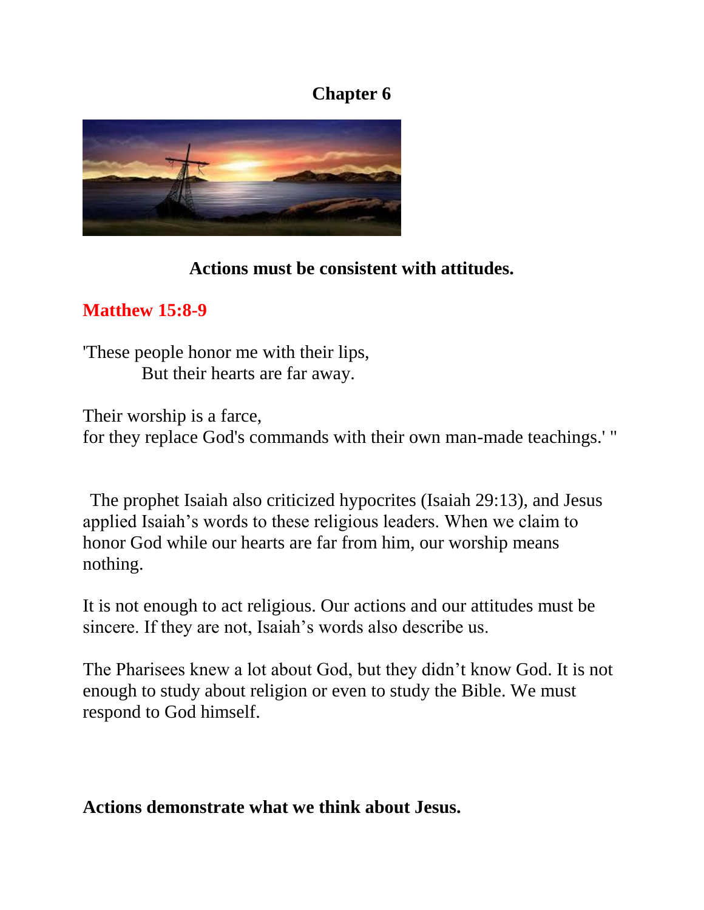# Chapter 6

**Actions must be consistent with attitudes.**

**Matthew 15:8-9**

'These people honor me with their lips,
But their hearts are far away.

Their worship is a farce,
for they replace God's commands with their own man-made teachings.' "

The prophet Isaiah also criticized hypocrites (Isaiah 29:13), and Jesus applied Isaiah's words to these religious leaders. When we claim to honor God while our hearts are far from him, our worship means nothing.

It is not enough to act religious. Our actions and our attitudes must be sincere. If they are not, Isaiah's words also describe us.

The Pharisees knew a lot about God, but they didn't know God. It is not enough to study about religion or even to study the Bible. We must respond to God himself.

**Actions demonstrate what we think about Jesus.**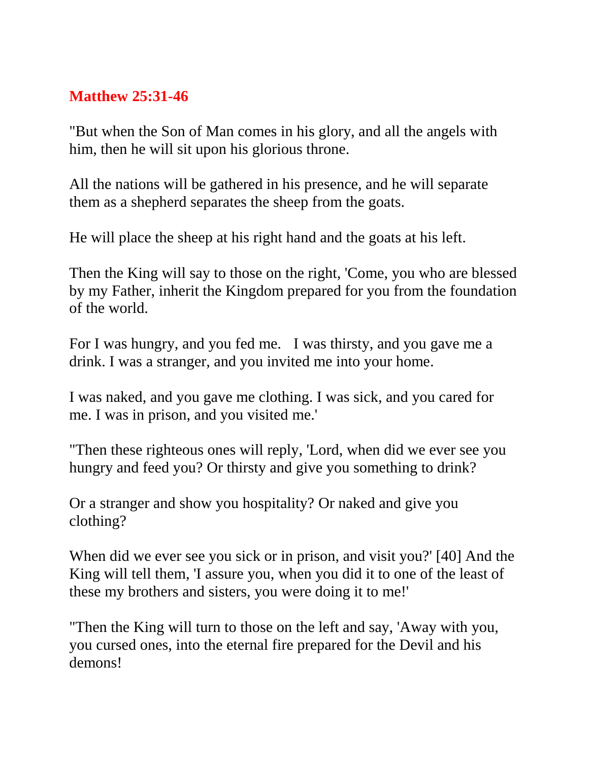**Matthew 25:31-46**

"But when the Son of Man comes in his glory, and all the angels with him, then he will sit upon his glorious throne.

All the nations will be gathered in his presence, and he will separate them as a shepherd separates the sheep from the goats.

He will place the sheep at his right hand and the goats at his left.

Then the King will say to those on the right, 'Come, you who are blessed by my Father, inherit the Kingdom prepared for you from the foundation of the world.

For I was hungry, and you fed me.   I was thirsty, and you gave me a drink. I was a stranger, and you invited me into your home.

I was naked, and you gave me clothing. I was sick, and you cared for me. I was in prison, and you visited me.'

"Then these righteous ones will reply, 'Lord, when did we ever see you hungry and feed you? Or thirsty and give you something to drink?

Or a stranger and show you hospitality? Or naked and give you clothing?

When did we ever see you sick or in prison, and visit you?' [40] And the King will tell them, 'I assure you, when you did it to one of the least of these my brothers and sisters, you were doing it to me!'

"Then the King will turn to those on the left and say, 'Away with you, you cursed ones, into the eternal fire prepared for the Devil and his demons!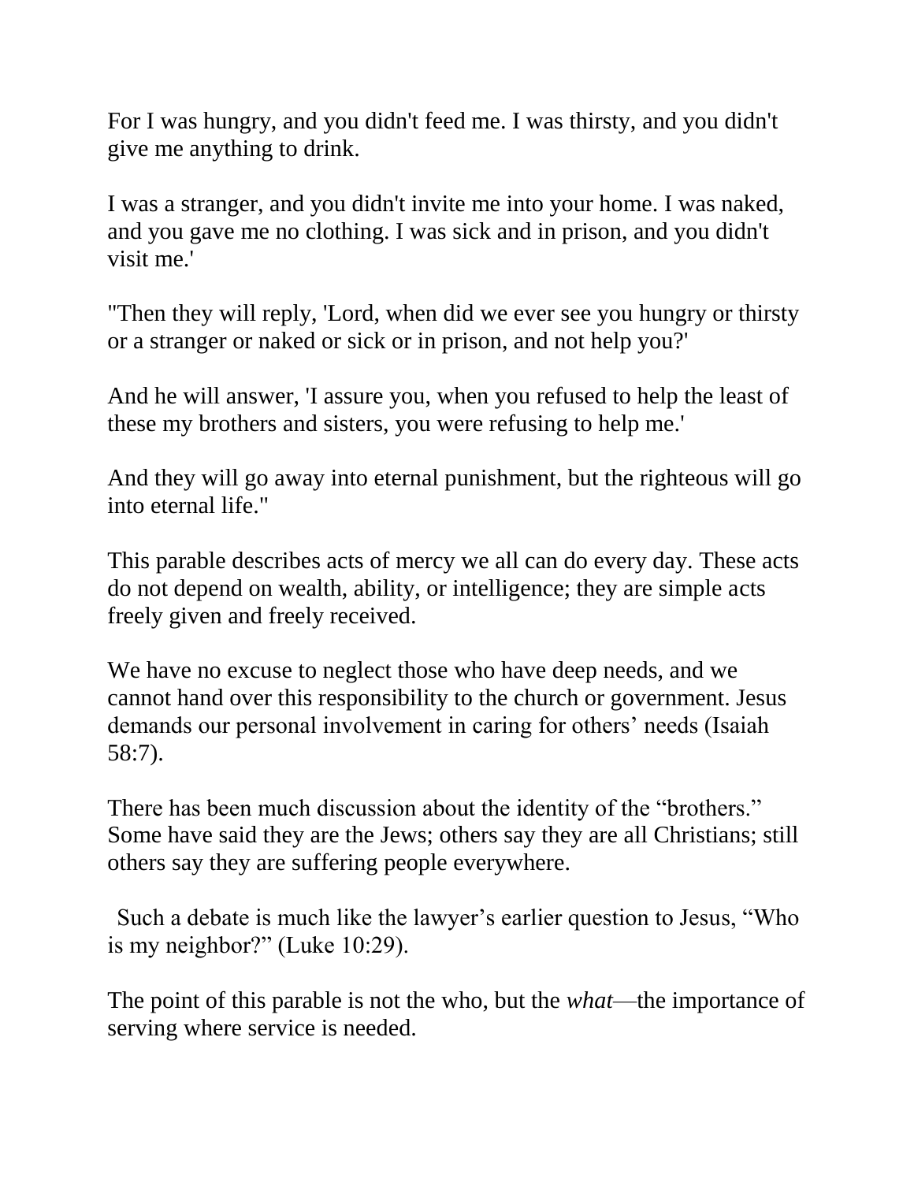For I was hungry, and you didn't feed me. I was thirsty, and you didn't give me anything to drink.

I was a stranger, and you didn't invite me into your home. I was naked, and you gave me no clothing. I was sick and in prison, and you didn't visit me.'

"Then they will reply, 'Lord, when did we ever see you hungry or thirsty or a stranger or naked or sick or in prison, and not help you?'

And he will answer, 'I assure you, when you refused to help the least of these my brothers and sisters, you were refusing to help me.'

And they will go away into eternal punishment, but the righteous will go into eternal life."

This parable describes acts of mercy we all can do every day. These acts do not depend on wealth, ability, or intelligence; they are simple acts freely given and freely received.

We have no excuse to neglect those who have deep needs, and we cannot hand over this responsibility to the church or government. Jesus demands our personal involvement in caring for others' needs (Isaiah 58:7).

There has been much discussion about the identity of the "brothers." Some have said they are the Jews; others say they are all Christians; still others say they are suffering people everywhere.

Such a debate is much like the lawyer's earlier question to Jesus, "Who is my neighbor?" (Luke 10:29).

The point of this parable is not the who, but the *what*—the importance of serving where service is needed.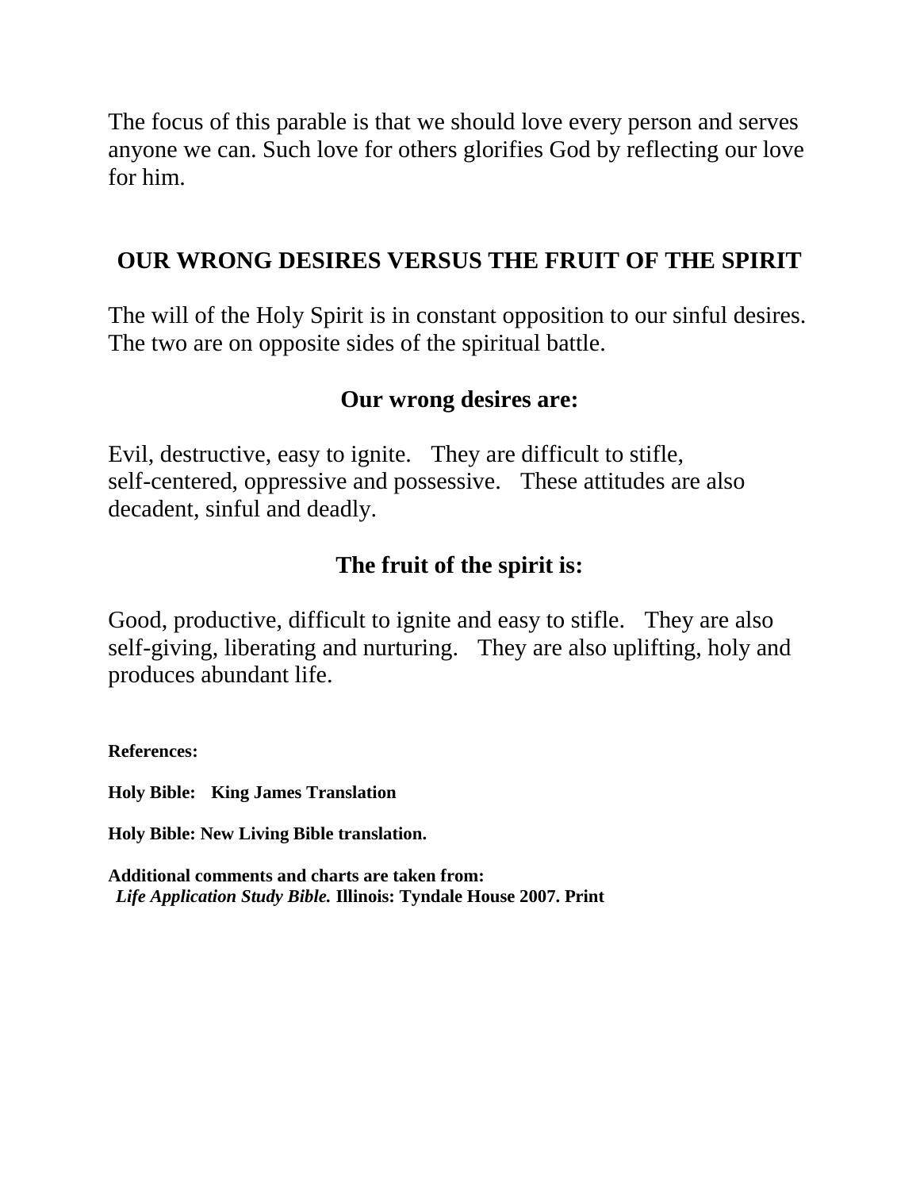The focus of this parable is that we should love every person and serves anyone we can. Such love for others glorifies God by reflecting our love for him.

## OUR WRONG DESIRES VERSUS THE FRUIT OF THE SPIRIT

The will of the Holy Spirit is in constant opposition to our sinful desires. The two are on opposite sides of the spiritual battle.

### Our wrong desires are:

Evil, destructive, easy to ignite. They are difficult to stifle, self-centered, oppressive and possessive. These attitudes are also decadent, sinful and deadly.

### The fruit of the spirit is:

Good, productive, difficult to ignite and easy to stifle. They are also self-giving, liberating and nurturing. They are also uplifting, holy and produces abundant life.

**References:**

**Holy Bible: King James Translation**

**Holy Bible: New Living Bible translation.**

**Additional comments and charts are taken from:**
***Life Application Study Bible.*** **Illinois: Tyndale House 2007. Print**